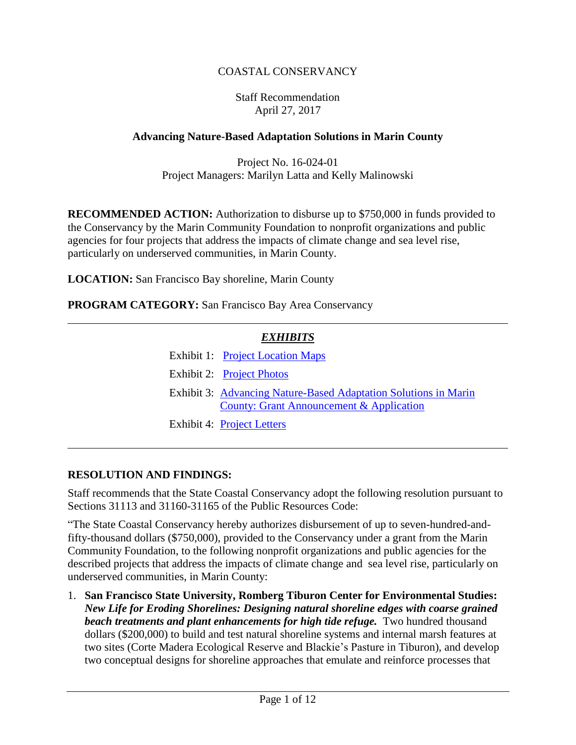COASTAL CONSERVANCY

Staff Recommendation
April 27, 2017

**Advancing Nature-Based Adaptation Solutions in Marin County**

Project No. 16-024-01
Project Managers: Marilyn Latta and Kelly Malinowski

**RECOMMENDED ACTION:** Authorization to disburse up to $750,000 in funds provided to the Conservancy by the Marin Community Foundation to nonprofit organizations and public agencies for four projects that address the impacts of climate change and sea level rise, particularly on underserved communities, in Marin County.

**LOCATION:** San Francisco Bay shoreline, Marin County

**PROGRAM CATEGORY:** San Francisco Bay Area Conservancy

---

***EXHIBITS***

Exhibit 1: Project Location Maps

Exhibit 2: Project Photos

Exhibit 3: Advancing Nature-Based Adaptation Solutions in Marin County: Grant Announcement & Application

Exhibit 4: Project Letters

---

**RESOLUTION AND FINDINGS:**

Staff recommends that the State Coastal Conservancy adopt the following resolution pursuant to Sections 31113 and 31160-31165 of the Public Resources Code:

"The State Coastal Conservancy hereby authorizes disbursement of up to seven-hundred-and-fifty-thousand dollars ($750,000), provided to the Conservancy under a grant from the Marin Community Foundation, to the following nonprofit organizations and public agencies for the described projects that address the impacts of climate change and sea level rise, particularly on underserved communities, in Marin County:

1. **San Francisco State University, Romberg Tiburon Center for Environmental Studies: *New Life for Eroding Shorelines: Designing natural shoreline edges with coarse grained beach treatments and plant enhancements for high tide refuge.*** Two hundred thousand dollars ($200,000) to build and test natural shoreline systems and internal marsh features at two sites (Corte Madera Ecological Reserve and Blackie's Pasture in Tiburon), and develop two conceptual designs for shoreline approaches that emulate and reinforce processes that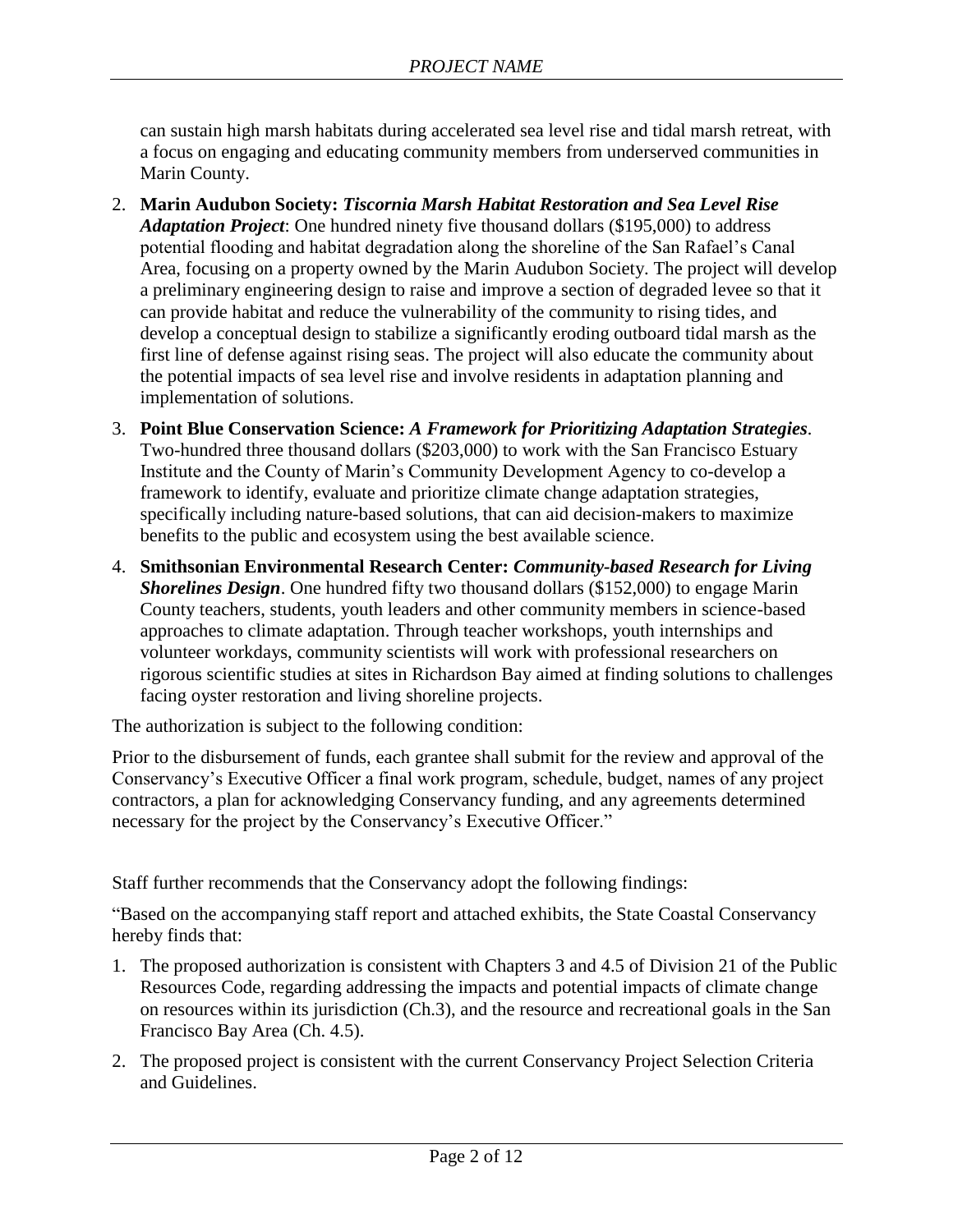can sustain high marsh habitats during accelerated sea level rise and tidal marsh retreat, with a focus on engaging and educating community members from underserved communities in Marin County.

2. **Marin Audubon Society:** ***Tiscornia Marsh Habitat Restoration and Sea Level Rise Adaptation Project***: One hundred ninety five thousand dollars ($195,000) to address potential flooding and habitat degradation along the shoreline of the San Rafael's Canal Area, focusing on a property owned by the Marin Audubon Society. The project will develop a preliminary engineering design to raise and improve a section of degraded levee so that it can provide habitat and reduce the vulnerability of the community to rising tides, and develop a conceptual design to stabilize a significantly eroding outboard tidal marsh as the first line of defense against rising seas. The project will also educate the community about the potential impacts of sea level rise and involve residents in adaptation planning and implementation of solutions.
3. **Point Blue Conservation Science:** ***A Framework for Prioritizing Adaptation Strategies***. Two-hundred three thousand dollars ($203,000) to work with the San Francisco Estuary Institute and the County of Marin's Community Development Agency to co-develop a framework to identify, evaluate and prioritize climate change adaptation strategies, specifically including nature-based solutions, that can aid decision-makers to maximize benefits to the public and ecosystem using the best available science.
4. **Smithsonian Environmental Research Center:** ***Community-based Research for Living Shorelines Design***. One hundred fifty two thousand dollars ($152,000) to engage Marin County teachers, students, youth leaders and other community members in science-based approaches to climate adaptation. Through teacher workshops, youth internships and volunteer workdays, community scientists will work with professional researchers on rigorous scientific studies at sites in Richardson Bay aimed at finding solutions to challenges facing oyster restoration and living shoreline projects.

The authorization is subject to the following condition:

Prior to the disbursement of funds, each grantee shall submit for the review and approval of the Conservancy's Executive Officer a final work program, schedule, budget, names of any project contractors, a plan for acknowledging Conservancy funding, and any agreements determined necessary for the project by the Conservancy's Executive Officer."

Staff further recommends that the Conservancy adopt the following findings:

"Based on the accompanying staff report and attached exhibits, the State Coastal Conservancy hereby finds that:

1. The proposed authorization is consistent with Chapters 3 and 4.5 of Division 21 of the Public Resources Code, regarding addressing the impacts and potential impacts of climate change on resources within its jurisdiction (Ch.3), and the resource and recreational goals in the San Francisco Bay Area (Ch. 4.5).
2. The proposed project is consistent with the current Conservancy Project Selection Criteria and Guidelines.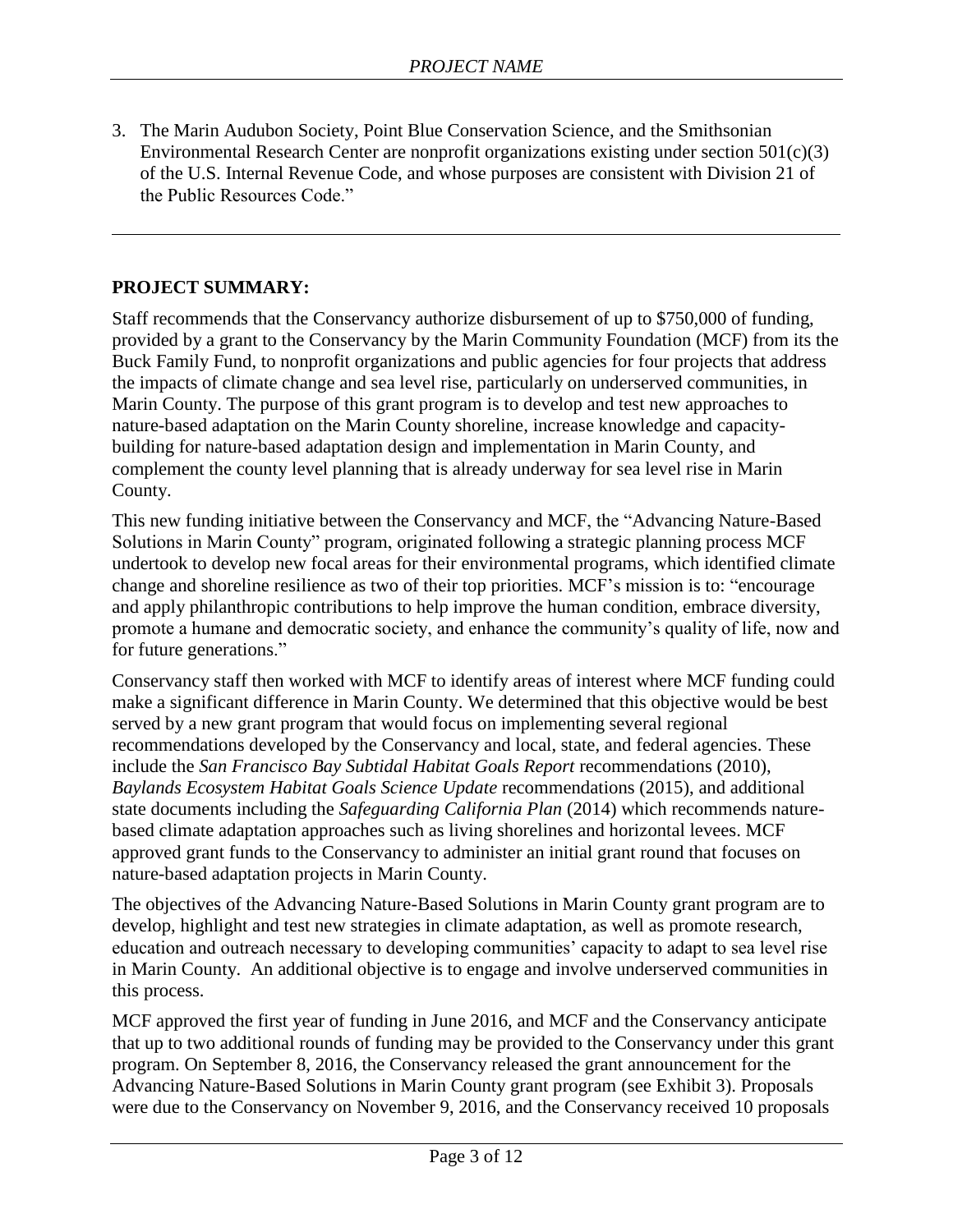3. The Marin Audubon Society, Point Blue Conservation Science, and the Smithsonian Environmental Research Center are nonprofit organizations existing under section 501(c)(3) of the U.S. Internal Revenue Code, and whose purposes are consistent with Division 21 of the Public Resources Code."

---

## PROJECT SUMMARY:

Staff recommends that the Conservancy authorize disbursement of up to $750,000 of funding, provided by a grant to the Conservancy by the Marin Community Foundation (MCF) from its the Buck Family Fund, to nonprofit organizations and public agencies for four projects that address the impacts of climate change and sea level rise, particularly on underserved communities, in Marin County. The purpose of this grant program is to develop and test new approaches to nature-based adaptation on the Marin County shoreline, increase knowledge and capacity-building for nature-based adaptation design and implementation in Marin County, and complement the county level planning that is already underway for sea level rise in Marin County.

This new funding initiative between the Conservancy and MCF, the "Advancing Nature-Based Solutions in Marin County" program, originated following a strategic planning process MCF undertook to develop new focal areas for their environmental programs, which identified climate change and shoreline resilience as two of their top priorities. MCF's mission is to: "encourage and apply philanthropic contributions to help improve the human condition, embrace diversity, promote a humane and democratic society, and enhance the community's quality of life, now and for future generations."

Conservancy staff then worked with MCF to identify areas of interest where MCF funding could make a significant difference in Marin County. We determined that this objective would be best served by a new grant program that would focus on implementing several regional recommendations developed by the Conservancy and local, state, and federal agencies. These include the *San Francisco Bay Subtidal Habitat Goals Report* recommendations (2010), *Baylands Ecosystem Habitat Goals Science Update* recommendations (2015), and additional state documents including the *Safeguarding California Plan* (2014) which recommends nature-based climate adaptation approaches such as living shorelines and horizontal levees. MCF approved grant funds to the Conservancy to administer an initial grant round that focuses on nature-based adaptation projects in Marin County.

The objectives of the Advancing Nature-Based Solutions in Marin County grant program are to develop, highlight and test new strategies in climate adaptation, as well as promote research, education and outreach necessary to developing communities' capacity to adapt to sea level rise in Marin County. An additional objective is to engage and involve underserved communities in this process.

MCF approved the first year of funding in June 2016, and MCF and the Conservancy anticipate that up to two additional rounds of funding may be provided to the Conservancy under this grant program. On September 8, 2016, the Conservancy released the grant announcement for the Advancing Nature-Based Solutions in Marin County grant program (see Exhibit 3). Proposals were due to the Conservancy on November 9, 2016, and the Conservancy received 10 proposals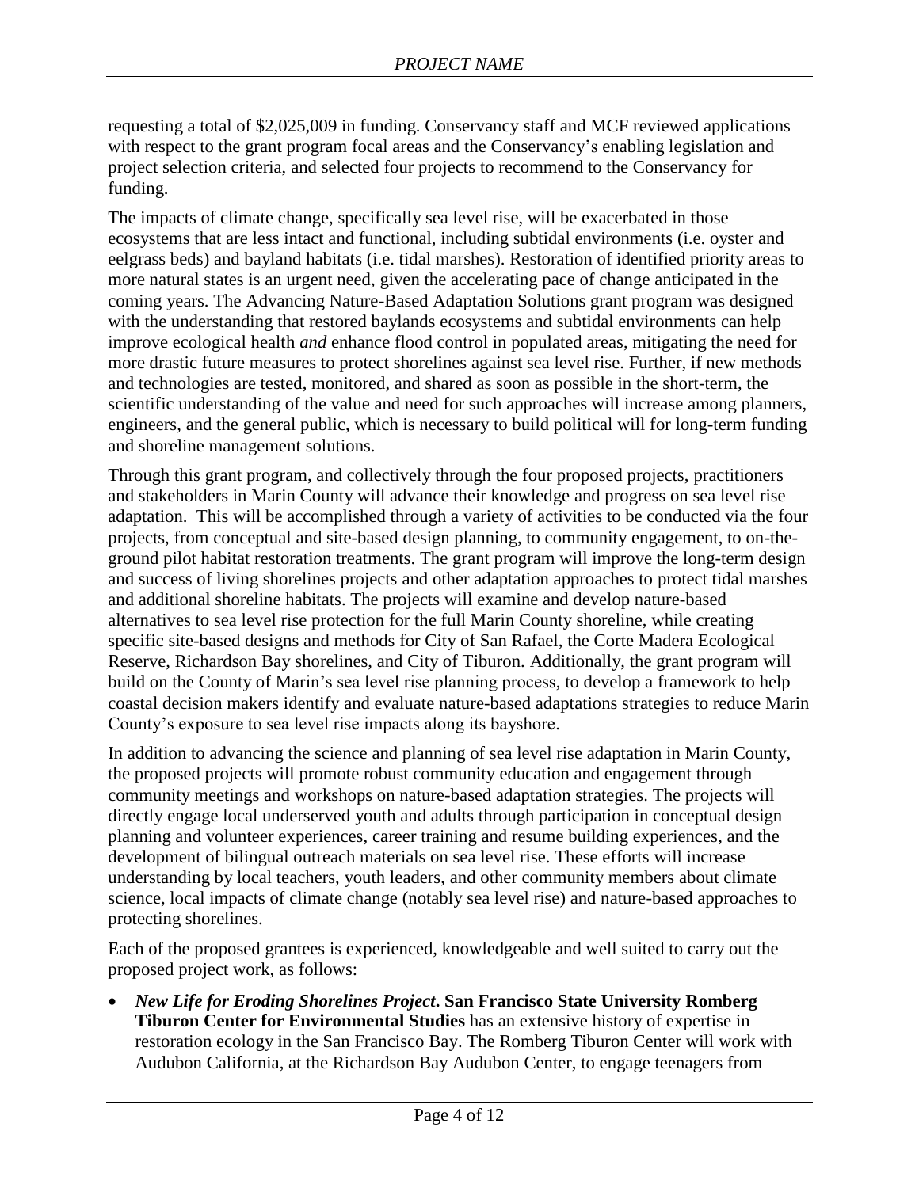requesting a total of $2,025,009 in funding. Conservancy staff and MCF reviewed applications with respect to the grant program focal areas and the Conservancy's enabling legislation and project selection criteria, and selected four projects to recommend to the Conservancy for funding.

The impacts of climate change, specifically sea level rise, will be exacerbated in those ecosystems that are less intact and functional, including subtidal environments (i.e. oyster and eelgrass beds) and bayland habitats (i.e. tidal marshes). Restoration of identified priority areas to more natural states is an urgent need, given the accelerating pace of change anticipated in the coming years. The Advancing Nature-Based Adaptation Solutions grant program was designed with the understanding that restored baylands ecosystems and subtidal environments can help improve ecological health *and* enhance flood control in populated areas, mitigating the need for more drastic future measures to protect shorelines against sea level rise. Further, if new methods and technologies are tested, monitored, and shared as soon as possible in the short-term, the scientific understanding of the value and need for such approaches will increase among planners, engineers, and the general public, which is necessary to build political will for long-term funding and shoreline management solutions.

Through this grant program, and collectively through the four proposed projects, practitioners and stakeholders in Marin County will advance their knowledge and progress on sea level rise adaptation. This will be accomplished through a variety of activities to be conducted via the four projects, from conceptual and site-based design planning, to community engagement, to on-the-ground pilot habitat restoration treatments. The grant program will improve the long-term design and success of living shorelines projects and other adaptation approaches to protect tidal marshes and additional shoreline habitats. The projects will examine and develop nature-based alternatives to sea level rise protection for the full Marin County shoreline, while creating specific site-based designs and methods for City of San Rafael, the Corte Madera Ecological Reserve, Richardson Bay shorelines, and City of Tiburon. Additionally, the grant program will build on the County of Marin's sea level rise planning process, to develop a framework to help coastal decision makers identify and evaluate nature-based adaptations strategies to reduce Marin County's exposure to sea level rise impacts along its bayshore.

In addition to advancing the science and planning of sea level rise adaptation in Marin County, the proposed projects will promote robust community education and engagement through community meetings and workshops on nature-based adaptation strategies. The projects will directly engage local underserved youth and adults through participation in conceptual design planning and volunteer experiences, career training and resume building experiences, and the development of bilingual outreach materials on sea level rise. These efforts will increase understanding by local teachers, youth leaders, and other community members about climate science, local impacts of climate change (notably sea level rise) and nature-based approaches to protecting shorelines.

Each of the proposed grantees is experienced, knowledgeable and well suited to carry out the proposed project work, as follows:

- ***New Life for Eroding Shorelines Project*. San Francisco State University Romberg Tiburon Center for Environmental Studies** has an extensive history of expertise in restoration ecology in the San Francisco Bay. The Romberg Tiburon Center will work with Audubon California, at the Richardson Bay Audubon Center, to engage teenagers from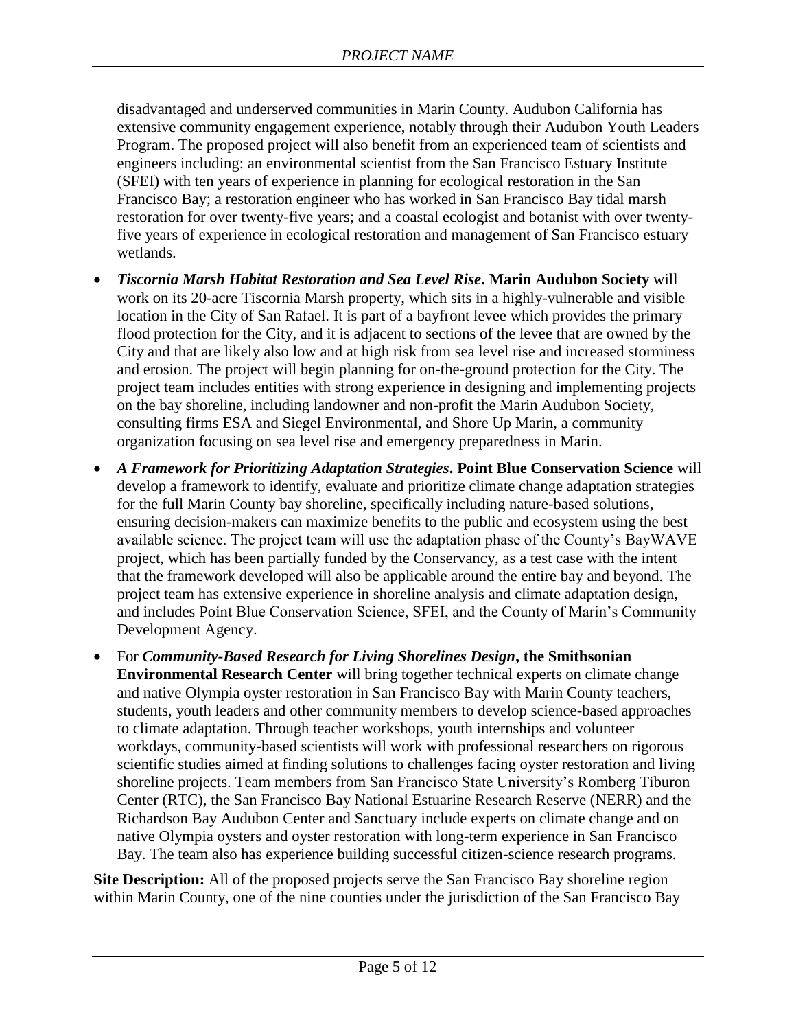disadvantaged and underserved communities in Marin County. Audubon California has extensive community engagement experience, notably through their Audubon Youth Leaders Program. The proposed project will also benefit from an experienced team of scientists and engineers including: an environmental scientist from the San Francisco Estuary Institute (SFEI) with ten years of experience in planning for ecological restoration in the San Francisco Bay; a restoration engineer who has worked in San Francisco Bay tidal marsh restoration for over twenty-five years; and a coastal ecologist and botanist with over twenty-five years of experience in ecological restoration and management of San Francisco estuary wetlands.

- ***Tiscornia Marsh Habitat Restoration and Sea Level Rise*. Marin Audubon Society** will work on its 20-acre Tiscornia Marsh property, which sits in a highly-vulnerable and visible location in the City of San Rafael. It is part of a bayfront levee which provides the primary flood protection for the City, and it is adjacent to sections of the levee that are owned by the City and that are likely also low and at high risk from sea level rise and increased storminess and erosion. The project will begin planning for on-the-ground protection for the City. The project team includes entities with strong experience in designing and implementing projects on the bay shoreline, including landowner and non-profit the Marin Audubon Society, consulting firms ESA and Siegel Environmental, and Shore Up Marin, a community organization focusing on sea level rise and emergency preparedness in Marin.
- ***A Framework for Prioritizing Adaptation Strategies*. Point Blue Conservation Science** will develop a framework to identify, evaluate and prioritize climate change adaptation strategies for the full Marin County bay shoreline, specifically including nature-based solutions, ensuring decision-makers can maximize benefits to the public and ecosystem using the best available science. The project team will use the adaptation phase of the County's BayWAVE project, which has been partially funded by the Conservancy, as a test case with the intent that the framework developed will also be applicable around the entire bay and beyond. The project team has extensive experience in shoreline analysis and climate adaptation design, and includes Point Blue Conservation Science, SFEI, and the County of Marin's Community Development Agency.
- For ***Community-Based Research for Living Shorelines Design*, the Smithsonian Environmental Research Center** will bring together technical experts on climate change and native Olympia oyster restoration in San Francisco Bay with Marin County teachers, students, youth leaders and other community members to develop science-based approaches to climate adaptation. Through teacher workshops, youth internships and volunteer workdays, community-based scientists will work with professional researchers on rigorous scientific studies aimed at finding solutions to challenges facing oyster restoration and living shoreline projects. Team members from San Francisco State University's Romberg Tiburon Center (RTC), the San Francisco Bay National Estuarine Research Reserve (NERR) and the Richardson Bay Audubon Center and Sanctuary include experts on climate change and on native Olympia oysters and oyster restoration with long-term experience in San Francisco Bay. The team also has experience building successful citizen-science research programs.

**Site Description:** All of the proposed projects serve the San Francisco Bay shoreline region within Marin County, one of the nine counties under the jurisdiction of the San Francisco Bay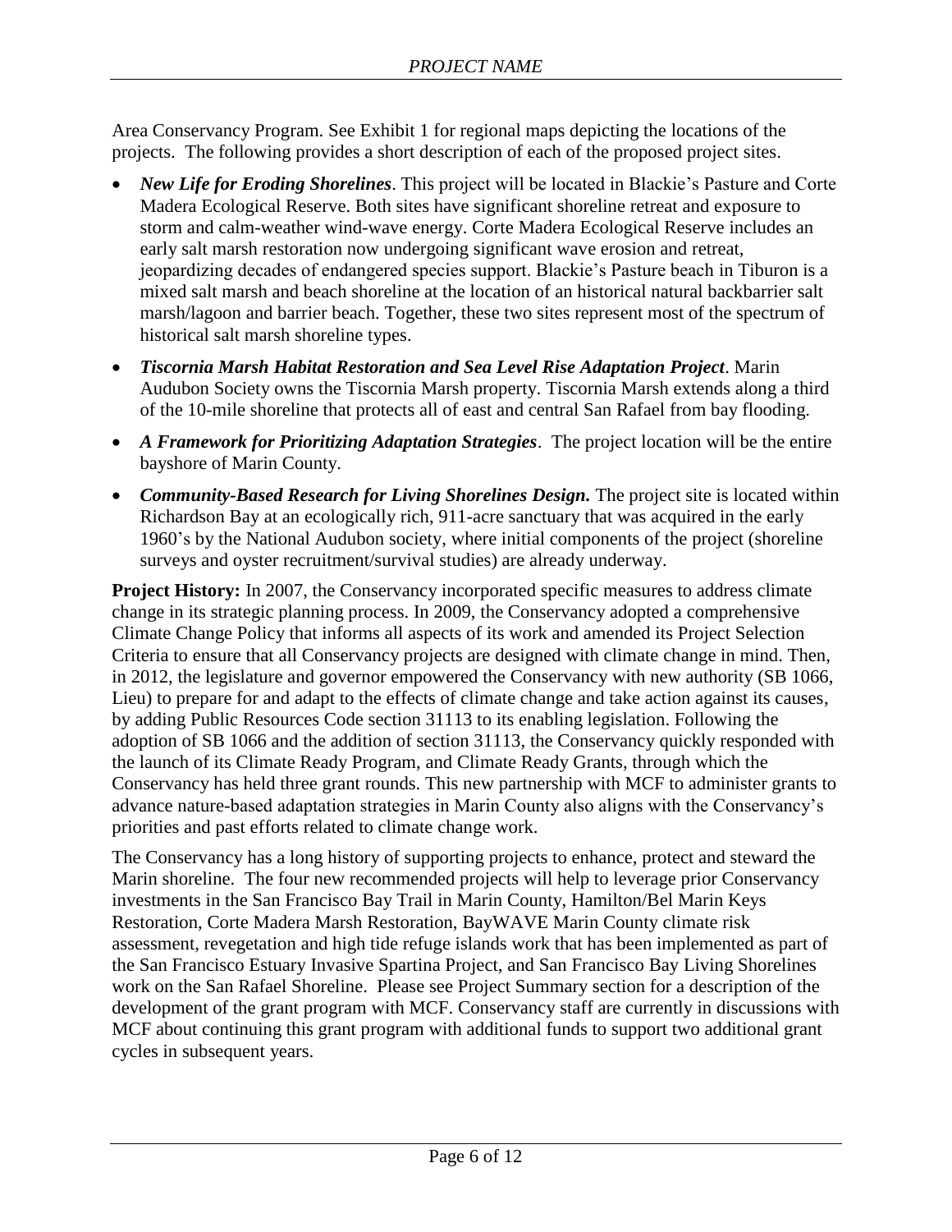Area Conservancy Program. See Exhibit 1 for regional maps depicting the locations of the projects. The following provides a short description of each of the proposed project sites.

- ***New Life for Eroding Shorelines***. This project will be located in Blackie's Pasture and Corte Madera Ecological Reserve. Both sites have significant shoreline retreat and exposure to storm and calm-weather wind-wave energy. Corte Madera Ecological Reserve includes an early salt marsh restoration now undergoing significant wave erosion and retreat, jeopardizing decades of endangered species support. Blackie's Pasture beach in Tiburon is a mixed salt marsh and beach shoreline at the location of an historical natural backbarrier salt marsh/lagoon and barrier beach. Together, these two sites represent most of the spectrum of historical salt marsh shoreline types.
- ***Tiscornia Marsh Habitat Restoration and Sea Level Rise Adaptation Project***. Marin Audubon Society owns the Tiscornia Marsh property. Tiscornia Marsh extends along a third of the 10-mile shoreline that protects all of east and central San Rafael from bay flooding.
- ***A Framework for Prioritizing Adaptation Strategies***. The project location will be the entire bayshore of Marin County.
- ***Community-Based Research for Living Shorelines Design.*** The project site is located within Richardson Bay at an ecologically rich, 911-acre sanctuary that was acquired in the early 1960's by the National Audubon society, where initial components of the project (shoreline surveys and oyster recruitment/survival studies) are already underway.

**Project History:** In 2007, the Conservancy incorporated specific measures to address climate change in its strategic planning process. In 2009, the Conservancy adopted a comprehensive Climate Change Policy that informs all aspects of its work and amended its Project Selection Criteria to ensure that all Conservancy projects are designed with climate change in mind. Then, in 2012, the legislature and governor empowered the Conservancy with new authority (SB 1066, Lieu) to prepare for and adapt to the effects of climate change and take action against its causes, by adding Public Resources Code section 31113 to its enabling legislation. Following the adoption of SB 1066 and the addition of section 31113, the Conservancy quickly responded with the launch of its Climate Ready Program, and Climate Ready Grants, through which the Conservancy has held three grant rounds. This new partnership with MCF to administer grants to advance nature-based adaptation strategies in Marin County also aligns with the Conservancy's priorities and past efforts related to climate change work.

The Conservancy has a long history of supporting projects to enhance, protect and steward the Marin shoreline. The four new recommended projects will help to leverage prior Conservancy investments in the San Francisco Bay Trail in Marin County, Hamilton/Bel Marin Keys Restoration, Corte Madera Marsh Restoration, BayWAVE Marin County climate risk assessment, revegetation and high tide refuge islands work that has been implemented as part of the San Francisco Estuary Invasive Spartina Project, and San Francisco Bay Living Shorelines work on the San Rafael Shoreline. Please see Project Summary section for a description of the development of the grant program with MCF. Conservancy staff are currently in discussions with MCF about continuing this grant program with additional funds to support two additional grant cycles in subsequent years.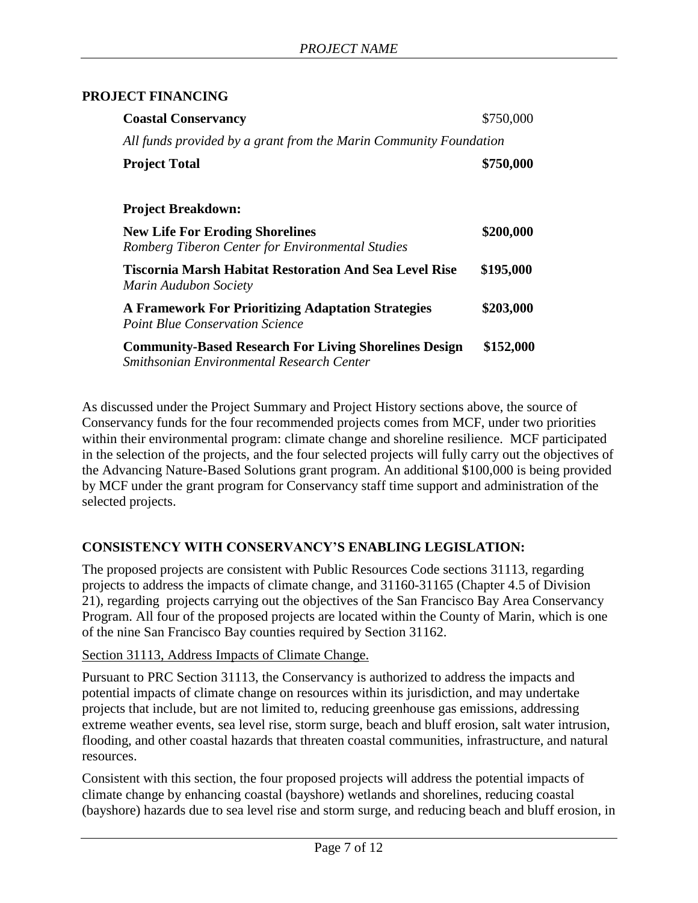## PROJECT FINANCING

| | |
|---|---|
| **Coastal Conservancy** | $750,000 |
| *All funds provided by a grant from the Marin Community Foundation* | |
| **Project Total** | **$750,000** |

**Project Breakdown:**

| | |
|---|---|
| **New Life For Eroding Shorelines**<br>*Romberg Tiberon Center for Environmental Studies* | **$200,000** |
| **Tiscornia Marsh Habitat Restoration And Sea Level Rise**<br>*Marin Audubon Society* | **$195,000** |
| **A Framework For Prioritizing Adaptation Strategies**<br>*Point Blue Conservation Science* | **$203,000** |
| **Community-Based Research For Living Shorelines Design**<br>*Smithsonian Environmental Research Center* | **$152,000** |

As discussed under the Project Summary and Project History sections above, the source of Conservancy funds for the four recommended projects comes from MCF, under two priorities within their environmental program: climate change and shoreline resilience. MCF participated in the selection of the projects, and the four selected projects will fully carry out the objectives of the Advancing Nature-Based Solutions grant program. An additional $100,000 is being provided by MCF under the grant program for Conservancy staff time support and administration of the selected projects.

## CONSISTENCY WITH CONSERVANCY'S ENABLING LEGISLATION:

The proposed projects are consistent with Public Resources Code sections 31113, regarding projects to address the impacts of climate change, and 31160-31165 (Chapter 4.5 of Division 21), regarding projects carrying out the objectives of the San Francisco Bay Area Conservancy Program. All four of the proposed projects are located within the County of Marin, which is one of the nine San Francisco Bay counties required by Section 31162.

<u>Section 31113, Address Impacts of Climate Change.</u>

Pursuant to PRC Section 31113, the Conservancy is authorized to address the impacts and potential impacts of climate change on resources within its jurisdiction, and may undertake projects that include, but are not limited to, reducing greenhouse gas emissions, addressing extreme weather events, sea level rise, storm surge, beach and bluff erosion, salt water intrusion, flooding, and other coastal hazards that threaten coastal communities, infrastructure, and natural resources.

Consistent with this section, the four proposed projects will address the potential impacts of climate change by enhancing coastal (bayshore) wetlands and shorelines, reducing coastal (bayshore) hazards due to sea level rise and storm surge, and reducing beach and bluff erosion, in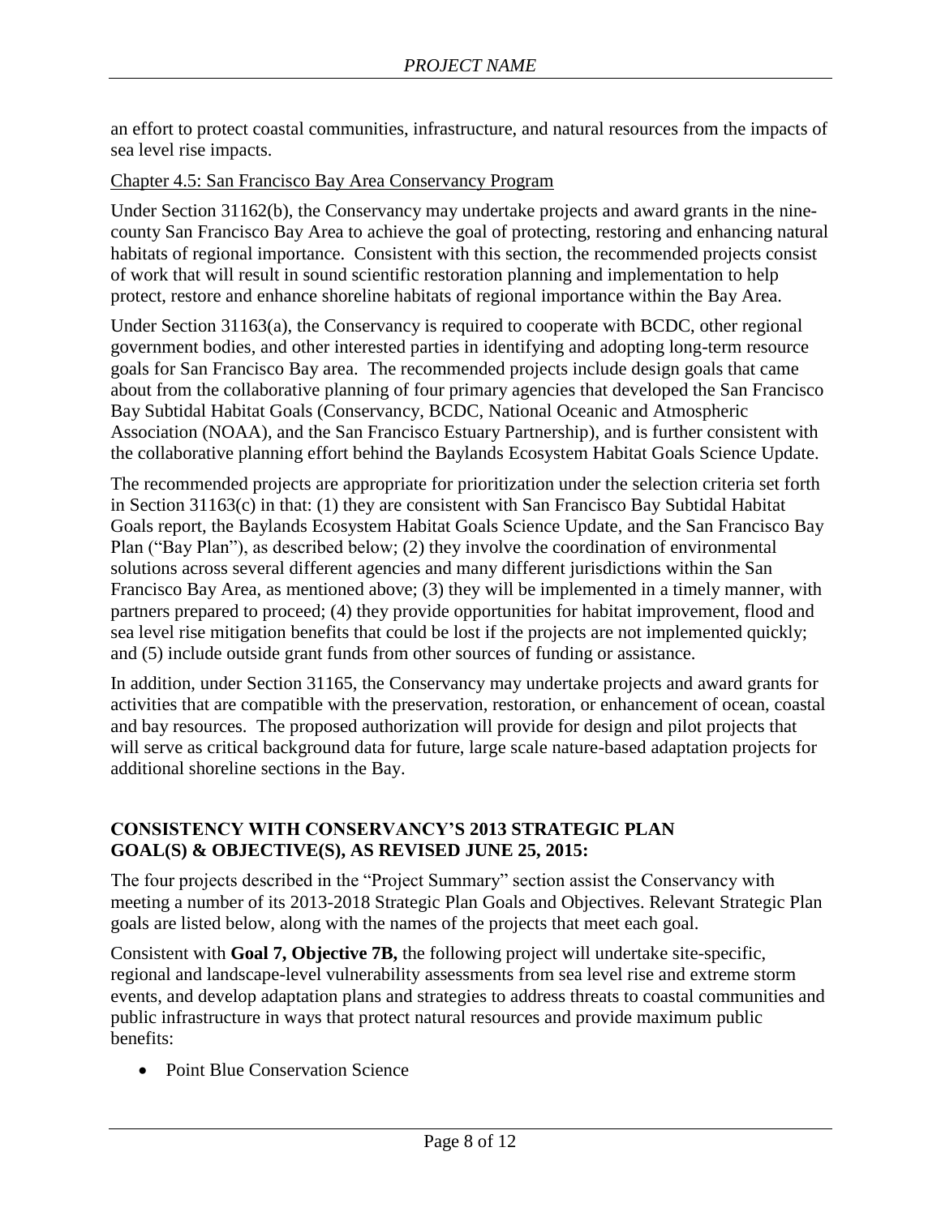an effort to protect coastal communities, infrastructure, and natural resources from the impacts of sea level rise impacts.

Chapter 4.5: San Francisco Bay Area Conservancy Program

Under Section 31162(b), the Conservancy may undertake projects and award grants in the nine-county San Francisco Bay Area to achieve the goal of protecting, restoring and enhancing natural habitats of regional importance. Consistent with this section, the recommended projects consist of work that will result in sound scientific restoration planning and implementation to help protect, restore and enhance shoreline habitats of regional importance within the Bay Area.

Under Section 31163(a), the Conservancy is required to cooperate with BCDC, other regional government bodies, and other interested parties in identifying and adopting long-term resource goals for San Francisco Bay area. The recommended projects include design goals that came about from the collaborative planning of four primary agencies that developed the San Francisco Bay Subtidal Habitat Goals (Conservancy, BCDC, National Oceanic and Atmospheric Association (NOAA), and the San Francisco Estuary Partnership), and is further consistent with the collaborative planning effort behind the Baylands Ecosystem Habitat Goals Science Update.

The recommended projects are appropriate for prioritization under the selection criteria set forth in Section 31163(c) in that: (1) they are consistent with San Francisco Bay Subtidal Habitat Goals report, the Baylands Ecosystem Habitat Goals Science Update, and the San Francisco Bay Plan ("Bay Plan"), as described below; (2) they involve the coordination of environmental solutions across several different agencies and many different jurisdictions within the San Francisco Bay Area, as mentioned above; (3) they will be implemented in a timely manner, with partners prepared to proceed; (4) they provide opportunities for habitat improvement, flood and sea level rise mitigation benefits that could be lost if the projects are not implemented quickly; and (5) include outside grant funds from other sources of funding or assistance.

In addition, under Section 31165, the Conservancy may undertake projects and award grants for activities that are compatible with the preservation, restoration, or enhancement of ocean, coastal and bay resources. The proposed authorization will provide for design and pilot projects that will serve as critical background data for future, large scale nature-based adaptation projects for additional shoreline sections in the Bay.

## CONSISTENCY WITH CONSERVANCY'S 2013 STRATEGIC PLAN GOAL(S) & OBJECTIVE(S), AS REVISED JUNE 25, 2015:

The four projects described in the "Project Summary" section assist the Conservancy with meeting a number of its 2013-2018 Strategic Plan Goals and Objectives. Relevant Strategic Plan goals are listed below, along with the names of the projects that meet each goal.

Consistent with **Goal 7, Objective 7B,** the following project will undertake site-specific, regional and landscape-level vulnerability assessments from sea level rise and extreme storm events, and develop adaptation plans and strategies to address threats to coastal communities and public infrastructure in ways that protect natural resources and provide maximum public benefits:

- Point Blue Conservation Science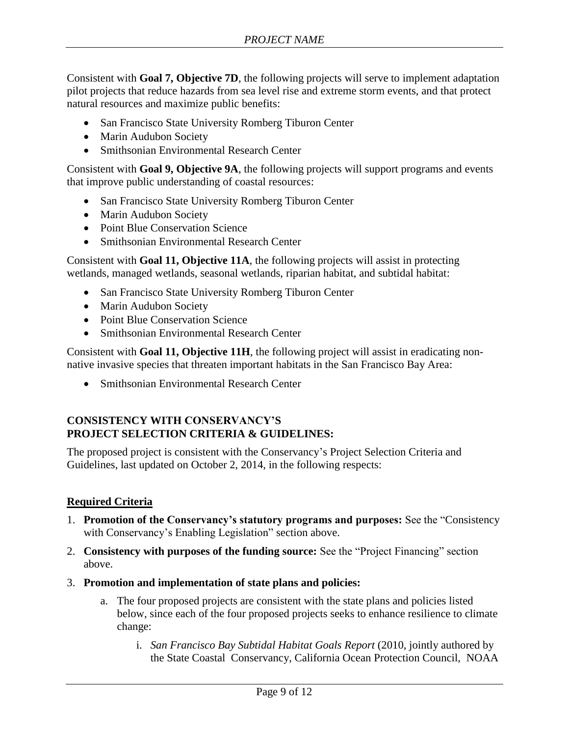Consistent with **Goal 7, Objective 7D**, the following projects will serve to implement adaptation pilot projects that reduce hazards from sea level rise and extreme storm events, and that protect natural resources and maximize public benefits:

- San Francisco State University Romberg Tiburon Center
- Marin Audubon Society
- Smithsonian Environmental Research Center

Consistent with **Goal 9, Objective 9A**, the following projects will support programs and events that improve public understanding of coastal resources:

- San Francisco State University Romberg Tiburon Center
- Marin Audubon Society
- Point Blue Conservation Science
- Smithsonian Environmental Research Center

Consistent with **Goal 11, Objective 11A**, the following projects will assist in protecting wetlands, managed wetlands, seasonal wetlands, riparian habitat, and subtidal habitat:

- San Francisco State University Romberg Tiburon Center
- Marin Audubon Society
- Point Blue Conservation Science
- Smithsonian Environmental Research Center

Consistent with **Goal 11, Objective 11H**, the following project will assist in eradicating non-native invasive species that threaten important habitats in the San Francisco Bay Area:

- Smithsonian Environmental Research Center

## CONSISTENCY WITH CONSERVANCY'S PROJECT SELECTION CRITERIA & GUIDELINES:

The proposed project is consistent with the Conservancy's Project Selection Criteria and Guidelines, last updated on October 2, 2014, in the following respects:

### Required Criteria

1. **Promotion of the Conservancy's statutory programs and purposes:** See the "Consistency with Conservancy's Enabling Legislation" section above.
2. **Consistency with purposes of the funding source:** See the "Project Financing" section above.
3. **Promotion and implementation of state plans and policies:**
   a. The four proposed projects are consistent with the state plans and policies listed below, since each of the four proposed projects seeks to enhance resilience to climate change:
      i. *San Francisco Bay Subtidal Habitat Goals Report* (2010, jointly authored by the State Coastal Conservancy, California Ocean Protection Council, NOAA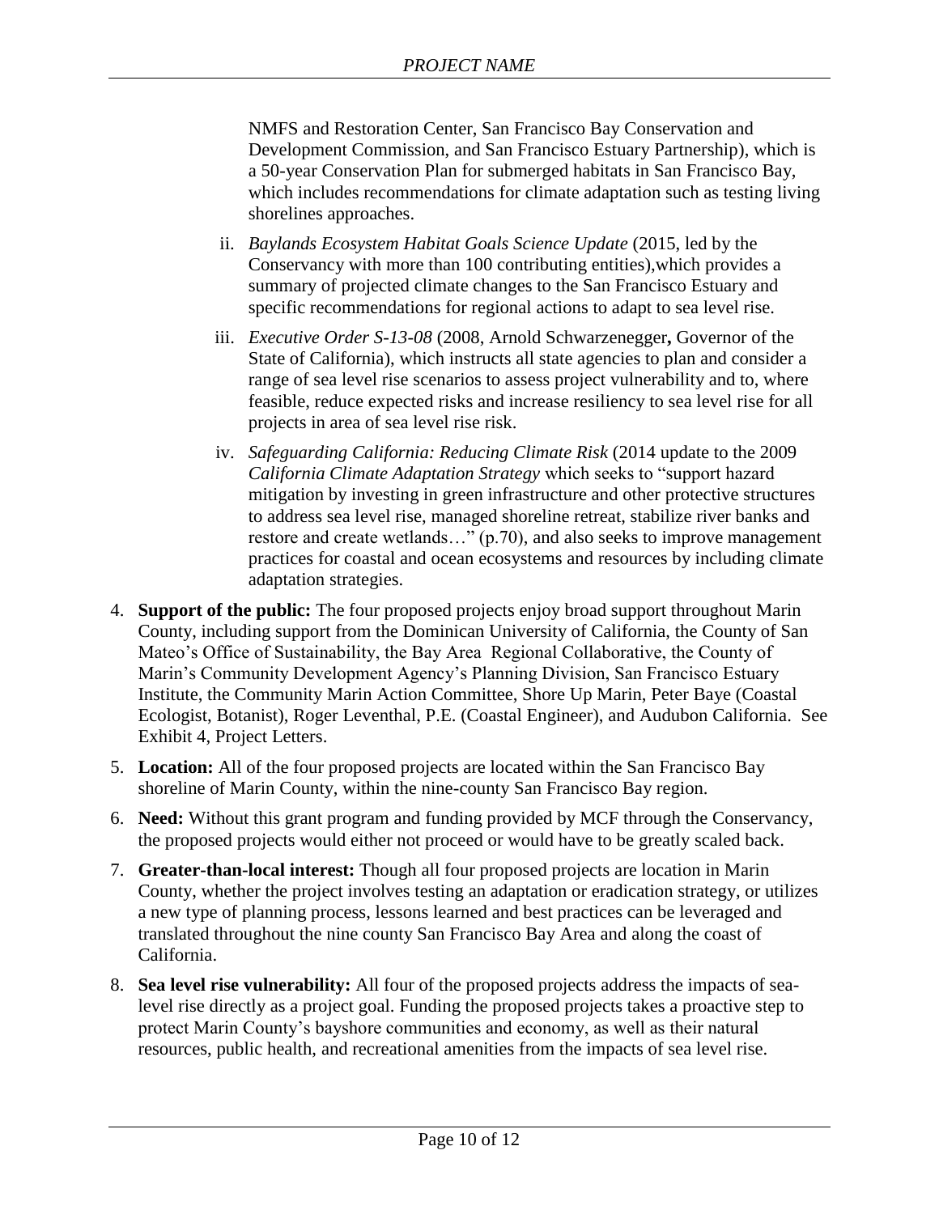NMFS and Restoration Center, San Francisco Bay Conservation and Development Commission, and San Francisco Estuary Partnership), which is a 50-year Conservation Plan for submerged habitats in San Francisco Bay, which includes recommendations for climate adaptation such as testing living shorelines approaches.

ii. *Baylands Ecosystem Habitat Goals Science Update* (2015, led by the Conservancy with more than 100 contributing entities),which provides a summary of projected climate changes to the San Francisco Estuary and specific recommendations for regional actions to adapt to sea level rise.

iii. *Executive Order S-13-08* (2008, Arnold Schwarzenegger**,** Governor of the State of California), which instructs all state agencies to plan and consider a range of sea level rise scenarios to assess project vulnerability and to, where feasible, reduce expected risks and increase resiliency to sea level rise for all projects in area of sea level rise risk.

iv. *Safeguarding California: Reducing Climate Risk* (2014 update to the 2009 *California Climate Adaptation Strategy* which seeks to "support hazard mitigation by investing in green infrastructure and other protective structures to address sea level rise, managed shoreline retreat, stabilize river banks and restore and create wetlands…" (p.70), and also seeks to improve management practices for coastal and ocean ecosystems and resources by including climate adaptation strategies.

4. **Support of the public:** The four proposed projects enjoy broad support throughout Marin County, including support from the Dominican University of California, the County of San Mateo's Office of Sustainability, the Bay Area Regional Collaborative, the County of Marin's Community Development Agency's Planning Division, San Francisco Estuary Institute, the Community Marin Action Committee, Shore Up Marin, Peter Baye (Coastal Ecologist, Botanist), Roger Leventhal, P.E. (Coastal Engineer), and Audubon California. See Exhibit 4, Project Letters.

5. **Location:** All of the four proposed projects are located within the San Francisco Bay shoreline of Marin County, within the nine-county San Francisco Bay region.

6. **Need:** Without this grant program and funding provided by MCF through the Conservancy, the proposed projects would either not proceed or would have to be greatly scaled back.

7. **Greater-than-local interest:** Though all four proposed projects are location in Marin County, whether the project involves testing an adaptation or eradication strategy, or utilizes a new type of planning process, lessons learned and best practices can be leveraged and translated throughout the nine county San Francisco Bay Area and along the coast of California.

8. **Sea level rise vulnerability:** All four of the proposed projects address the impacts of sea-level rise directly as a project goal. Funding the proposed projects takes a proactive step to protect Marin County's bayshore communities and economy, as well as their natural resources, public health, and recreational amenities from the impacts of sea level rise.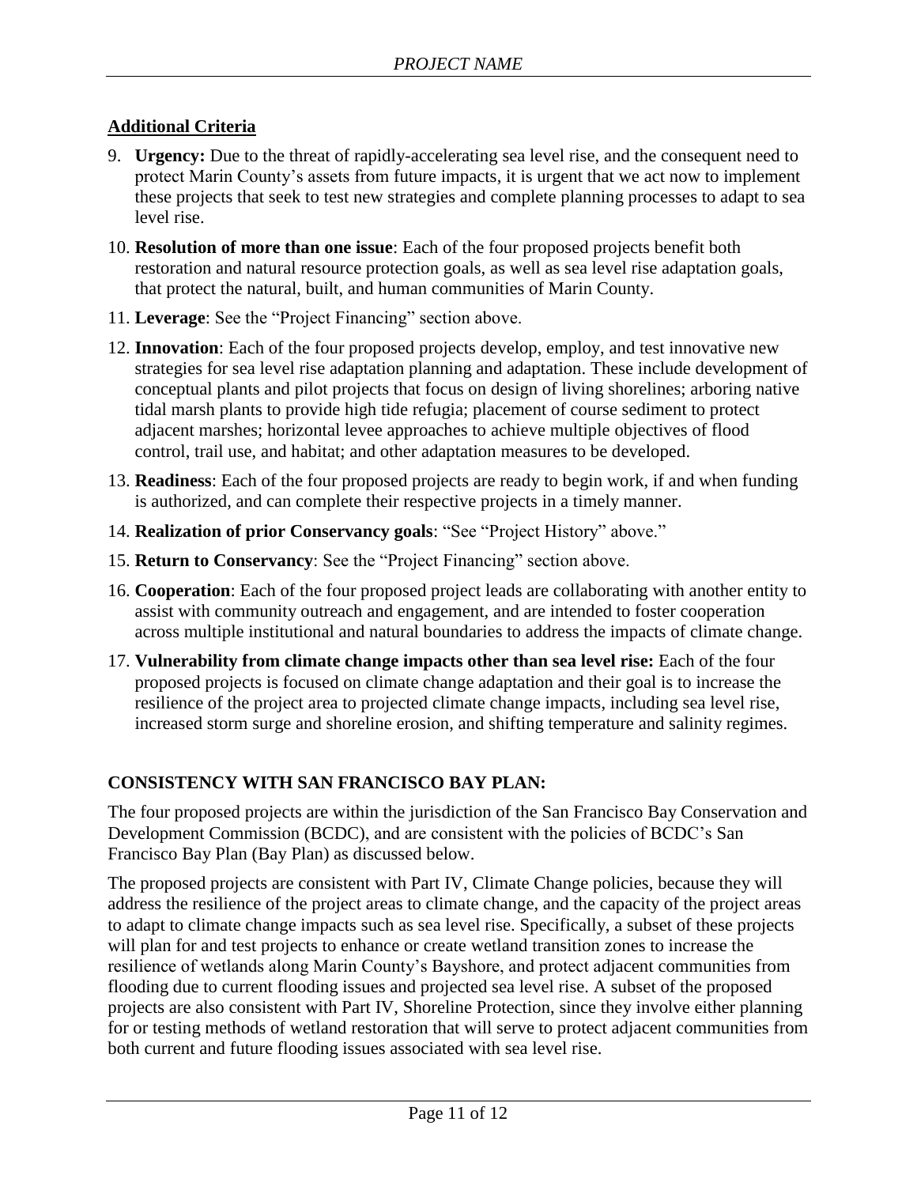## Additional Criteria

9. **Urgency:** Due to the threat of rapidly-accelerating sea level rise, and the consequent need to protect Marin County's assets from future impacts, it is urgent that we act now to implement these projects that seek to test new strategies and complete planning processes to adapt to sea level rise.
10. **Resolution of more than one issue**: Each of the four proposed projects benefit both restoration and natural resource protection goals, as well as sea level rise adaptation goals, that protect the natural, built, and human communities of Marin County.
11. **Leverage**: See the "Project Financing" section above.
12. **Innovation**: Each of the four proposed projects develop, employ, and test innovative new strategies for sea level rise adaptation planning and adaptation. These include development of conceptual plants and pilot projects that focus on design of living shorelines; arboring native tidal marsh plants to provide high tide refugia; placement of course sediment to protect adjacent marshes; horizontal levee approaches to achieve multiple objectives of flood control, trail use, and habitat; and other adaptation measures to be developed.
13. **Readiness**: Each of the four proposed projects are ready to begin work, if and when funding is authorized, and can complete their respective projects in a timely manner.
14. **Realization of prior Conservancy goals**: "See "Project History" above."
15. **Return to Conservancy**: See the "Project Financing" section above.
16. **Cooperation**: Each of the four proposed project leads are collaborating with another entity to assist with community outreach and engagement, and are intended to foster cooperation across multiple institutional and natural boundaries to address the impacts of climate change.
17. **Vulnerability from climate change impacts other than sea level rise:** Each of the four proposed projects is focused on climate change adaptation and their goal is to increase the resilience of the project area to projected climate change impacts, including sea level rise, increased storm surge and shoreline erosion, and shifting temperature and salinity regimes.

## CONSISTENCY WITH SAN FRANCISCO BAY PLAN:

The four proposed projects are within the jurisdiction of the San Francisco Bay Conservation and Development Commission (BCDC), and are consistent with the policies of BCDC's San Francisco Bay Plan (Bay Plan) as discussed below.

The proposed projects are consistent with Part IV, Climate Change policies, because they will address the resilience of the project areas to climate change, and the capacity of the project areas to adapt to climate change impacts such as sea level rise. Specifically, a subset of these projects will plan for and test projects to enhance or create wetland transition zones to increase the resilience of wetlands along Marin County's Bayshore, and protect adjacent communities from flooding due to current flooding issues and projected sea level rise. A subset of the proposed projects are also consistent with Part IV, Shoreline Protection, since they involve either planning for or testing methods of wetland restoration that will serve to protect adjacent communities from both current and future flooding issues associated with sea level rise.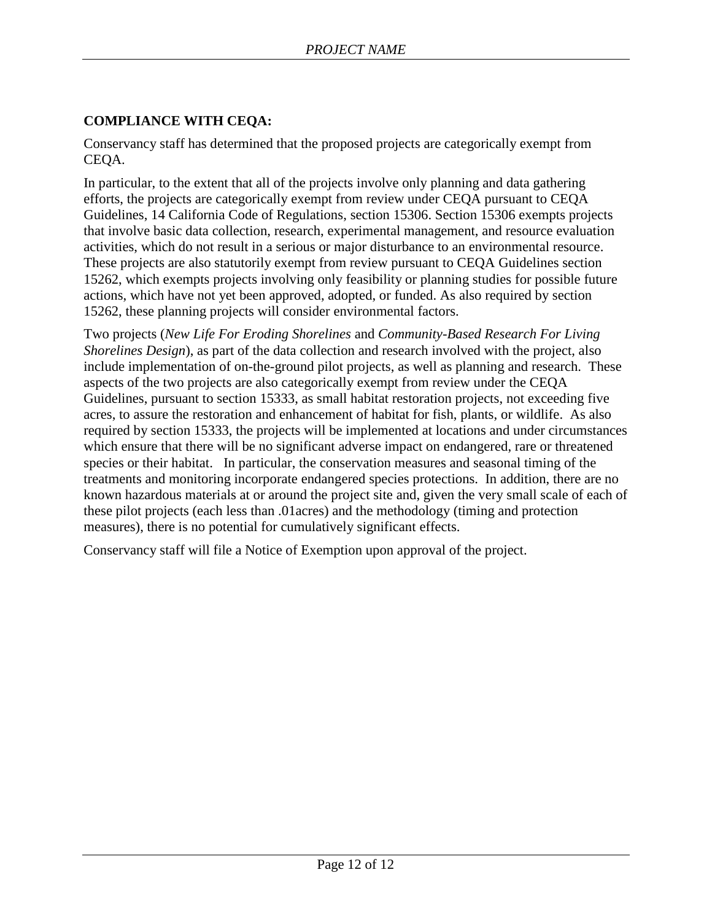**COMPLIANCE WITH CEQA:**

Conservancy staff has determined that the proposed projects are categorically exempt from CEQA.

In particular, to the extent that all of the projects involve only planning and data gathering efforts, the projects are categorically exempt from review under CEQA pursuant to CEQA Guidelines, 14 California Code of Regulations, section 15306. Section 15306 exempts projects that involve basic data collection, research, experimental management, and resource evaluation activities, which do not result in a serious or major disturbance to an environmental resource. These projects are also statutorily exempt from review pursuant to CEQA Guidelines section 15262, which exempts projects involving only feasibility or planning studies for possible future actions, which have not yet been approved, adopted, or funded. As also required by section 15262, these planning projects will consider environmental factors.

Two projects (*New Life For Eroding Shorelines* and *Community-Based Research For Living Shorelines Design*), as part of the data collection and research involved with the project, also include implementation of on-the-ground pilot projects, as well as planning and research. These aspects of the two projects are also categorically exempt from review under the CEQA Guidelines, pursuant to section 15333, as small habitat restoration projects, not exceeding five acres, to assure the restoration and enhancement of habitat for fish, plants, or wildlife. As also required by section 15333, the projects will be implemented at locations and under circumstances which ensure that there will be no significant adverse impact on endangered, rare or threatened species or their habitat. In particular, the conservation measures and seasonal timing of the treatments and monitoring incorporate endangered species protections. In addition, there are no known hazardous materials at or around the project site and, given the very small scale of each of these pilot projects (each less than .01acres) and the methodology (timing and protection measures), there is no potential for cumulatively significant effects.

Conservancy staff will file a Notice of Exemption upon approval of the project.